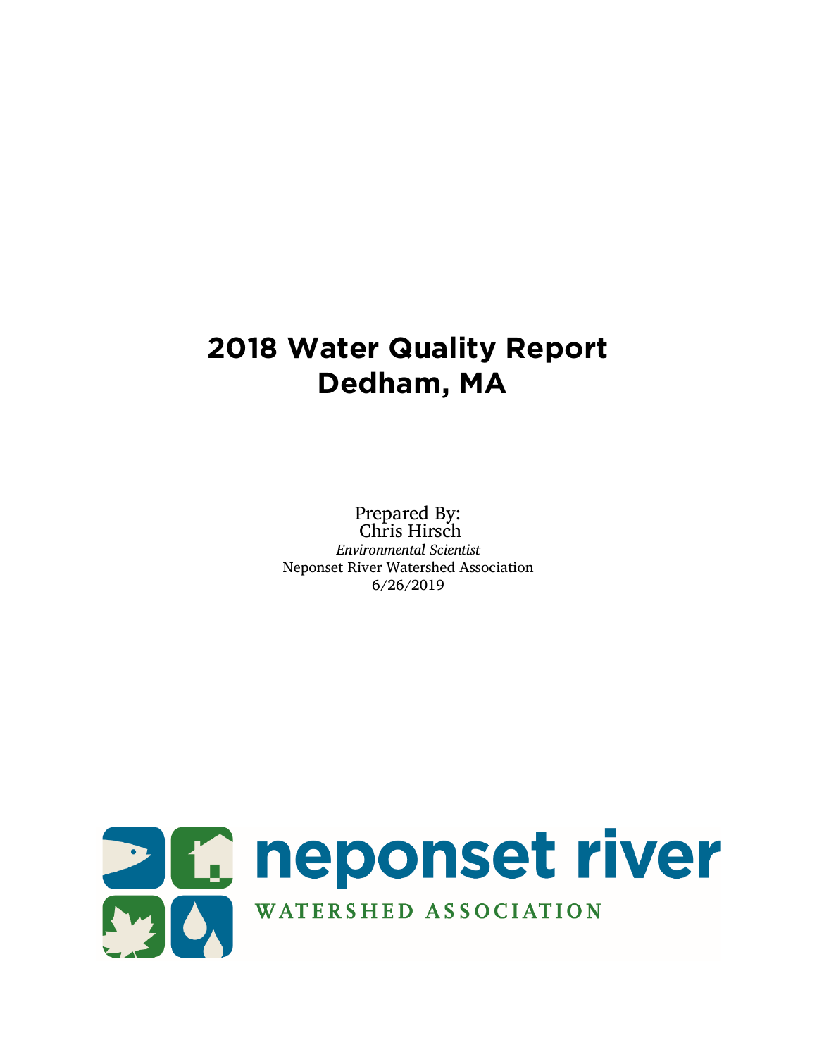# 2018 Water Quality Report
# Dedham, MA

Prepared By:
Chris Hirsch
*Environmental Scientist*
Neponset River Watershed Association
6/26/2019

neponset river
WATERSHED ASSOCIATION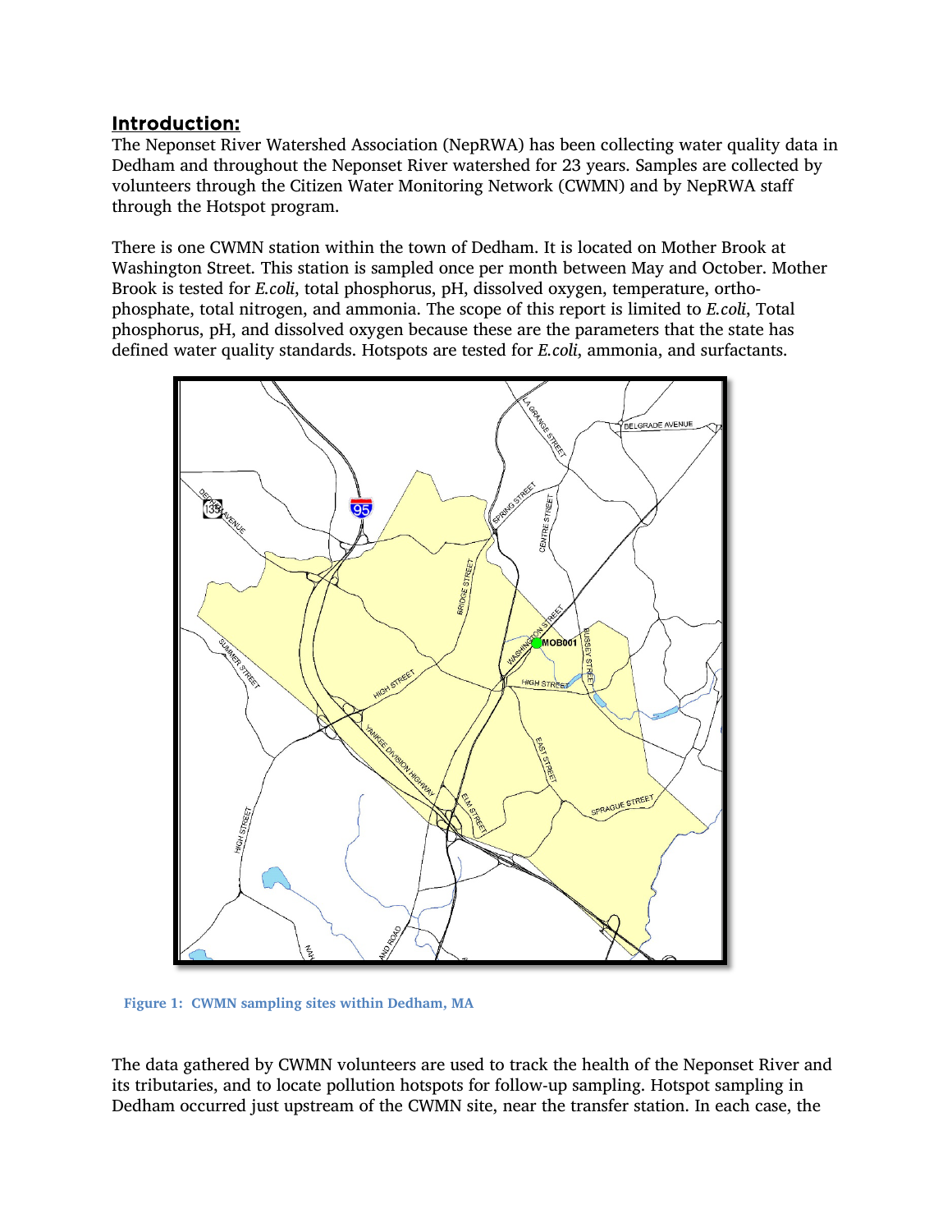## Introduction:

The Neponset River Watershed Association (NepRWA) has been collecting water quality data in Dedham and throughout the Neponset River watershed for 23 years. Samples are collected by volunteers through the Citizen Water Monitoring Network (CWMN) and by NepRWA staff through the Hotspot program.

There is one CWMN station within the town of Dedham. It is located on Mother Brook at Washington Street. This station is sampled once per month between May and October. Mother Brook is tested for *E.coli*, total phosphorus, pH, dissolved oxygen, temperature, ortho-phosphate, total nitrogen, and ammonia. The scope of this report is limited to *E.coli*, Total phosphorus, pH, and dissolved oxygen because these are the parameters that the state has defined water quality standards. Hotspots are tested for *E.coli*, ammonia, and surfactants.

**Figure 1: CWMN sampling sites within Dedham, MA**

The data gathered by CWMN volunteers are used to track the health of the Neponset River and its tributaries, and to locate pollution hotspots for follow-up sampling. Hotspot sampling in Dedham occurred just upstream of the CWMN site, near the transfer station. In each case, the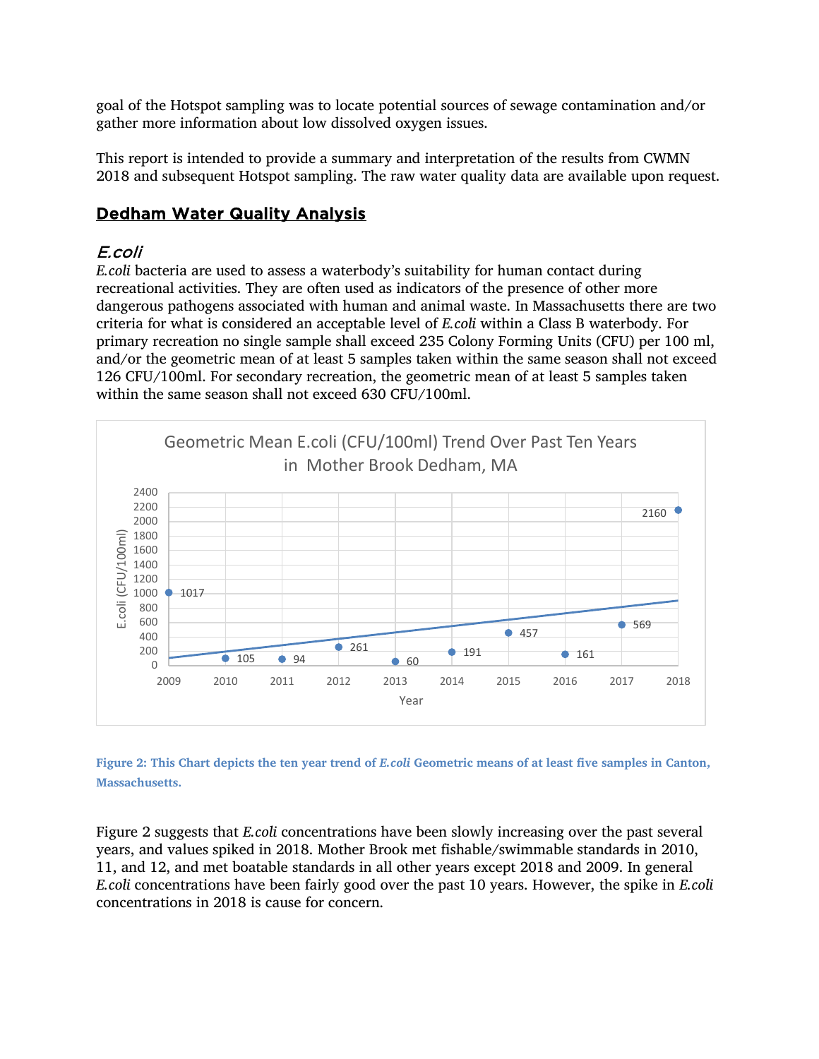goal of the Hotspot sampling was to locate potential sources of sewage contamination and/or gather more information about low dissolved oxygen issues.

This report is intended to provide a summary and interpretation of the results from CWMN 2018 and subsequent Hotspot sampling. The raw water quality data are available upon request.

## Dedham Water Quality Analysis

### *E.coli*

*E.coli* bacteria are used to assess a waterbody's suitability for human contact during recreational activities. They are often used as indicators of the presence of other more dangerous pathogens associated with human and animal waste. In Massachusetts there are two criteria for what is considered an acceptable level of *E.coli* within a Class B waterbody. For primary recreation no single sample shall exceed 235 Colony Forming Units (CFU) per 100 ml, and/or the geometric mean of at least 5 samples taken within the same season shall not exceed 126 CFU/100ml. For secondary recreation, the geometric mean of at least 5 samples taken within the same season shall not exceed 630 CFU/100ml.

**Geometric Mean E.coli (CFU/100ml) Trend Over Past Ten Years in Mother Brook Dedham, MA**

| Year | E.coli (CFU/100ml) |
|---|---|
| 2009 | 1017 |
| 2010 | 105 |
| 2011 | 94 |
| 2012 | 261 |
| 2013 | 60 |
| 2014 | 191 |
| 2015 | 457 |
| 2016 | 161 |
| 2017 | 569 |
| 2018 | 2160 |

**Figure 2: This Chart depicts the ten year trend of *E.coli* Geometric means of at least five samples in Canton, Massachusetts.**

Figure 2 suggests that *E.coli* concentrations have been slowly increasing over the past several years, and values spiked in 2018. Mother Brook met fishable/swimmable standards in 2010, 11, and 12, and met boatable standards in all other years except 2018 and 2009. In general *E.coli* concentrations have been fairly good over the past 10 years. However, the spike in *E.coli* concentrations in 2018 is cause for concern.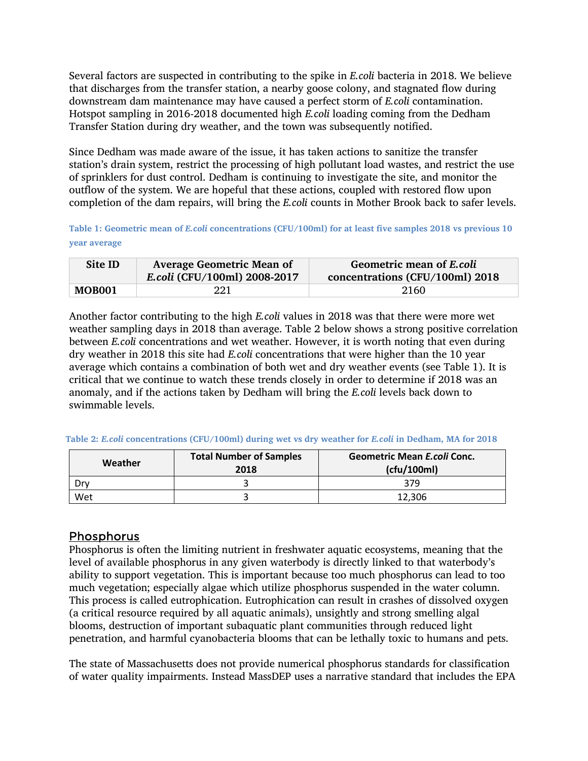Several factors are suspected in contributing to the spike in *E.coli* bacteria in 2018. We believe that discharges from the transfer station, a nearby goose colony, and stagnated flow during downstream dam maintenance may have caused a perfect storm of *E.coli* contamination. Hotspot sampling in 2016-2018 documented high *E.coli* loading coming from the Dedham Transfer Station during dry weather, and the town was subsequently notified.

Since Dedham was made aware of the issue, it has taken actions to sanitize the transfer station's drain system, restrict the processing of high pollutant load wastes, and restrict the use of sprinklers for dust control. Dedham is continuing to investigate the site, and monitor the outflow of the system. We are hopeful that these actions, coupled with restored flow upon completion of the dam repairs, will bring the *E.coli* counts in Mother Brook back to safer levels.

**Table 1: Geometric mean of *E.coli* concentrations (CFU/100ml) for at least five samples 2018 vs previous 10 year average**

| Site ID | Average Geometric Mean of *E.coli* (CFU/100ml) 2008-2017 | Geometric mean of *E.coli* concentrations (CFU/100ml) 2018 |
|---|---|---|
| **MOB001** | 221 | 2160 |

Another factor contributing to the high *E.coli* values in 2018 was that there were more wet weather sampling days in 2018 than average. Table 2 below shows a strong positive correlation between *E.coli* concentrations and wet weather. However, it is worth noting that even during dry weather in 2018 this site had *E.coli* concentrations that were higher than the 10 year average which contains a combination of both wet and dry weather events (see Table 1). It is critical that we continue to watch these trends closely in order to determine if 2018 was an anomaly, and if the actions taken by Dedham will bring the *E.coli* levels back down to swimmable levels.

**Table 2: *E.coli* concentrations (CFU/100ml) during wet vs dry weather for *E.coli* in Dedham, MA for 2018**

| Weather | Total Number of Samples 2018 | Geometric Mean *E.coli* Conc. (cfu/100ml) |
|---|---|---|
| Dry | 3 | 379 |
| Wet | 3 | 12,306 |

## Phosphorus

Phosphorus is often the limiting nutrient in freshwater aquatic ecosystems, meaning that the level of available phosphorus in any given waterbody is directly linked to that waterbody's ability to support vegetation. This is important because too much phosphorus can lead to too much vegetation; especially algae which utilize phosphorus suspended in the water column. This process is called eutrophication. Eutrophication can result in crashes of dissolved oxygen (a critical resource required by all aquatic animals), unsightly and strong smelling algal blooms, destruction of important subaquatic plant communities through reduced light penetration, and harmful cyanobacteria blooms that can be lethally toxic to humans and pets.

The state of Massachusetts does not provide numerical phosphorus standards for classification of water quality impairments. Instead MassDEP uses a narrative standard that includes the EPA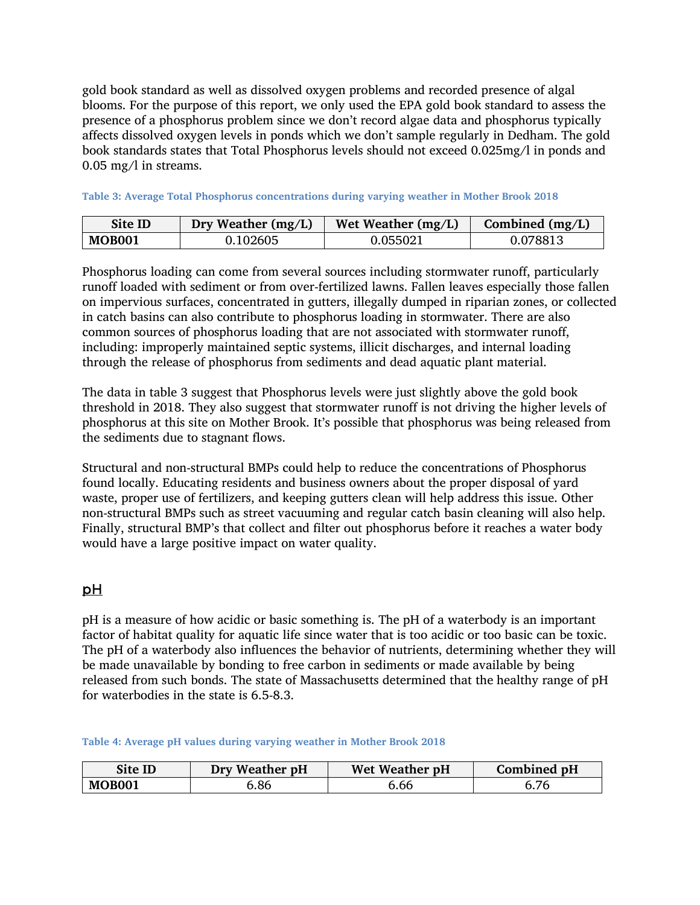gold book standard as well as dissolved oxygen problems and recorded presence of algal blooms. For the purpose of this report, we only used the EPA gold book standard to assess the presence of a phosphorus problem since we don't record algae data and phosphorus typically affects dissolved oxygen levels in ponds which we don't sample regularly in Dedham. The gold book standards states that Total Phosphorus levels should not exceed 0.025mg/l in ponds and 0.05 mg/l in streams.

**Table 3: Average Total Phosphorus concentrations during varying weather in Mother Brook 2018**

| Site ID | Dry Weather (mg/L) | Wet Weather (mg/L) | Combined (mg/L) |
|---|---|---|---|
| **MOB001** | 0.102605 | 0.055021 | 0.078813 |

Phosphorus loading can come from several sources including stormwater runoff, particularly runoff loaded with sediment or from over-fertilized lawns. Fallen leaves especially those fallen on impervious surfaces, concentrated in gutters, illegally dumped in riparian zones, or collected in catch basins can also contribute to phosphorus loading in stormwater. There are also common sources of phosphorus loading that are not associated with stormwater runoff, including: improperly maintained septic systems, illicit discharges, and internal loading through the release of phosphorus from sediments and dead aquatic plant material.

The data in table 3 suggest that Phosphorus levels were just slightly above the gold book threshold in 2018. They also suggest that stormwater runoff is not driving the higher levels of phosphorus at this site on Mother Brook. It's possible that phosphorus was being released from the sediments due to stagnant flows.

Structural and non-structural BMPs could help to reduce the concentrations of Phosphorus found locally. Educating residents and business owners about the proper disposal of yard waste, proper use of fertilizers, and keeping gutters clean will help address this issue. Other non-structural BMPs such as street vacuuming and regular catch basin cleaning will also help. Finally, structural BMP's that collect and filter out phosphorus before it reaches a water body would have a large positive impact on water quality.

## pH

pH is a measure of how acidic or basic something is. The pH of a waterbody is an important factor of habitat quality for aquatic life since water that is too acidic or too basic can be toxic. The pH of a waterbody also influences the behavior of nutrients, determining whether they will be made unavailable by bonding to free carbon in sediments or made available by being released from such bonds. The state of Massachusetts determined that the healthy range of pH for waterbodies in the state is 6.5-8.3.

**Table 4: Average pH values during varying weather in Mother Brook 2018**

| Site ID | Dry Weather pH | Wet Weather pH | Combined pH |
|---|---|---|---|
| **MOB001** | 6.86 | 6.66 | 6.76 |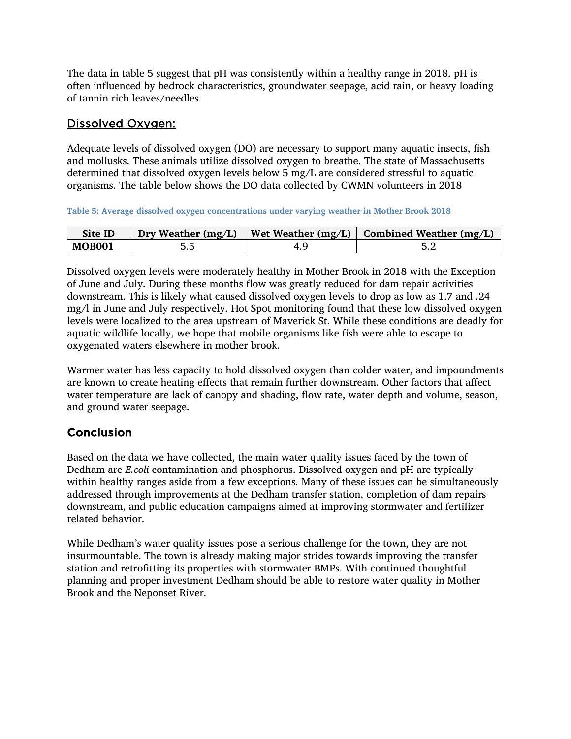The data in table 5 suggest that pH was consistently within a healthy range in 2018. pH is often influenced by bedrock characteristics, groundwater seepage, acid rain, or heavy loading of tannin rich leaves/needles.

## Dissolved Oxygen:

Adequate levels of dissolved oxygen (DO) are necessary to support many aquatic insects, fish and mollusks. These animals utilize dissolved oxygen to breathe. The state of Massachusetts determined that dissolved oxygen levels below 5 mg/L are considered stressful to aquatic organisms. The table below shows the DO data collected by CWMN volunteers in 2018

**Table 5: Average dissolved oxygen concentrations under varying weather in Mother Brook 2018**

| Site ID | Dry Weather (mg/L) | Wet Weather (mg/L) | Combined Weather (mg/L) |
|---|---|---|---|
| **MOB001** | 5.5 | 4.9 | 5.2 |

Dissolved oxygen levels were moderately healthy in Mother Brook in 2018 with the Exception of June and July. During these months flow was greatly reduced for dam repair activities downstream. This is likely what caused dissolved oxygen levels to drop as low as 1.7 and .24 mg/l in June and July respectively. Hot Spot monitoring found that these low dissolved oxygen levels were localized to the area upstream of Maverick St. While these conditions are deadly for aquatic wildlife locally, we hope that mobile organisms like fish were able to escape to oxygenated waters elsewhere in mother brook.

Warmer water has less capacity to hold dissolved oxygen than colder water, and impoundments are known to create heating effects that remain further downstream. Other factors that affect water temperature are lack of canopy and shading, flow rate, water depth and volume, season, and ground water seepage.

## Conclusion

Based on the data we have collected, the main water quality issues faced by the town of Dedham are *E.coli* contamination and phosphorus. Dissolved oxygen and pH are typically within healthy ranges aside from a few exceptions. Many of these issues can be simultaneously addressed through improvements at the Dedham transfer station, completion of dam repairs downstream, and public education campaigns aimed at improving stormwater and fertilizer related behavior.

While Dedham's water quality issues pose a serious challenge for the town, they are not insurmountable. The town is already making major strides towards improving the transfer station and retrofitting its properties with stormwater BMPs. With continued thoughtful planning and proper investment Dedham should be able to restore water quality in Mother Brook and the Neponset River.